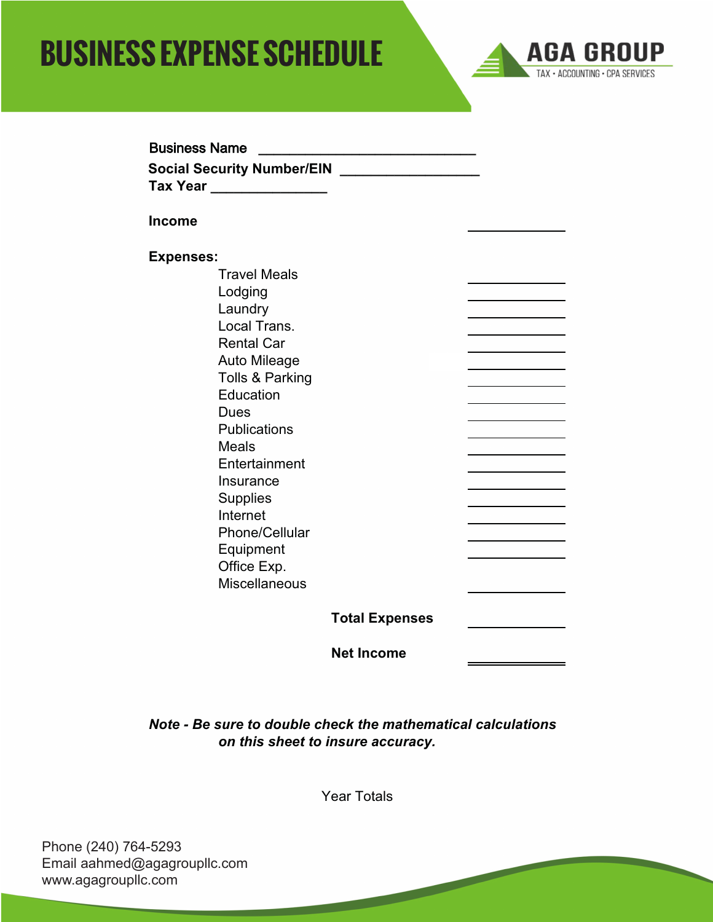# BUSINESS EXPENSE SCHEDULE

**AGA GROUP**
TAX • ACCOUNTING • CPA SERVICES

**Business Name** ______________________________

**Social Security Number/EIN** ___________________

**Tax Year** ________________

**Income** ______________

**Expenses:**

| Expense | Amount |
|---|---|
| Travel Meals | ______________ |
| Lodging | ______________ |
| Laundry | ______________ |
| Local Trans. | ______________ |
| Rental Car | ______________ |
| Auto Mileage | ______________ |
| Tolls & Parking | ______________ |
| Education | ______________ |
| Dues | ______________ |
| Publications | ______________ |
| Meals | ______________ |
| Entertainment | ______________ |
| Insurance | ______________ |
| Supplies | ______________ |
| Internet | ______________ |
| Phone/Cellular | ______________ |
| Equipment | ______________ |
| Office Exp. | |
| Miscellaneous | ______________ |

**Total Expenses** ______________

**Net Income** ______________

***Note - Be sure to double check the mathematical calculations on this sheet to insure accuracy.***

Year Totals

Phone (240) 764-5293
Email aahmed@agagroupllc.com
www.agagroupllc.com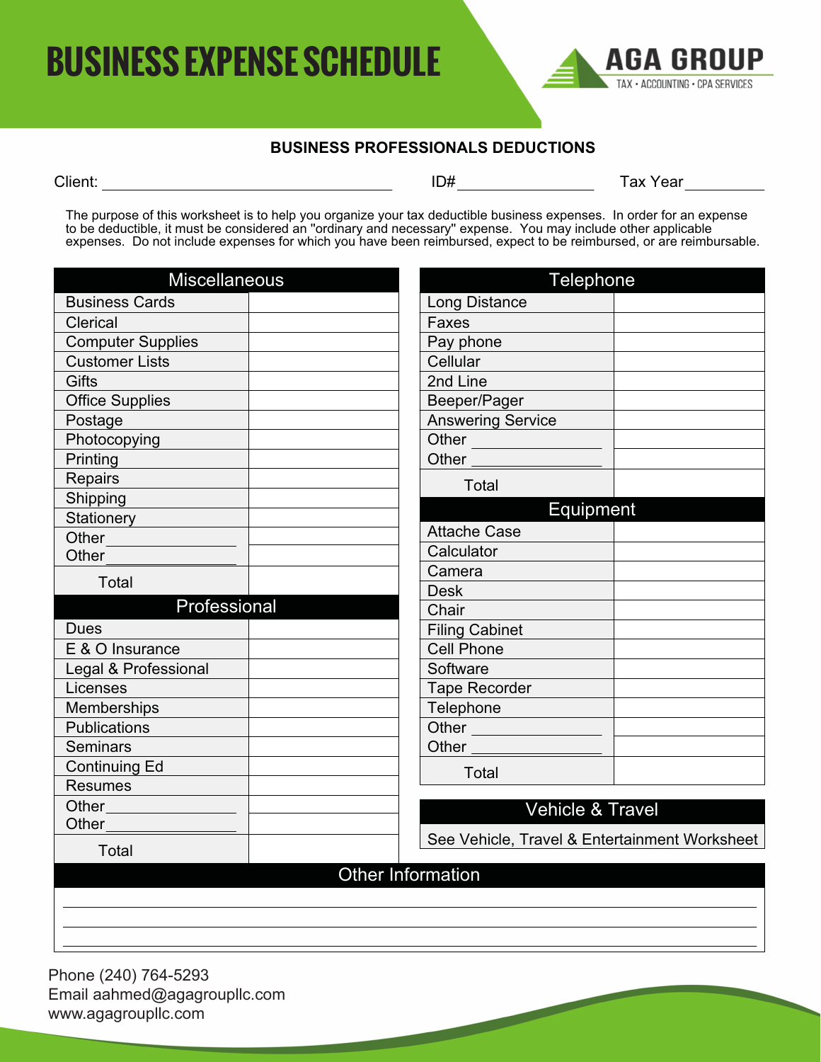# BUSINESS EXPENSE SCHEDULE

**AGA GROUP**
TAX • ACCOUNTING • CPA SERVICES

**BUSINESS PROFESSIONALS DEDUCTIONS**

Client: ______________________ ID# ______________ Tax Year ________

The purpose of this worksheet is to help you organize your tax deductible business expenses. In order for an expense to be deductible, it must be considered an "ordinary and necessary" expense. You may include other applicable expenses. Do not include expenses for which you have been reimbursed, expect to be reimbursed, or are reimbursable.

| Miscellaneous | |
|---|---|
| Business Cards | |
| Clerical | |
| Computer Supplies | |
| Customer Lists | |
| Gifts | |
| Office Supplies | |
| Postage | |
| Photocopying | |
| Printing | |
| Repairs | |
| Shipping | |
| Stationery | |
| Other ______________ | |
| Other ______________ | |
| Total | |

| Professional | |
|---|---|
| Dues | |
| E & O Insurance | |
| Legal & Professional | |
| Licenses | |
| Memberships | |
| Publications | |
| Seminars | |
| Continuing Ed | |
| Resumes | |
| Other ______________ | |
| Other ______________ | |
| Total | |

| Telephone | |
|---|---|
| Long Distance | |
| Faxes | |
| Pay phone | |
| Cellular | |
| 2nd Line | |
| Beeper/Pager | |
| Answering Service | |
| Other ______________ | |
| Other ______________ | |
| Total | |

| Equipment | |
|---|---|
| Attache Case | |
| Calculator | |
| Camera | |
| Desk | |
| Chair | |
| Filing Cabinet | |
| Cell Phone | |
| Software | |
| Tape Recorder | |
| Telephone | |
| Other ______________ | |
| Other ______________ | |
| Total | |

| Vehicle & Travel |
|---|
| See Vehicle, Travel & Entertainment Worksheet |

| Other Information |
|---|
| |
| |
| |

Phone (240) 764-5293
Email aahmed@agagroupllc.com
www.agagroupllc.com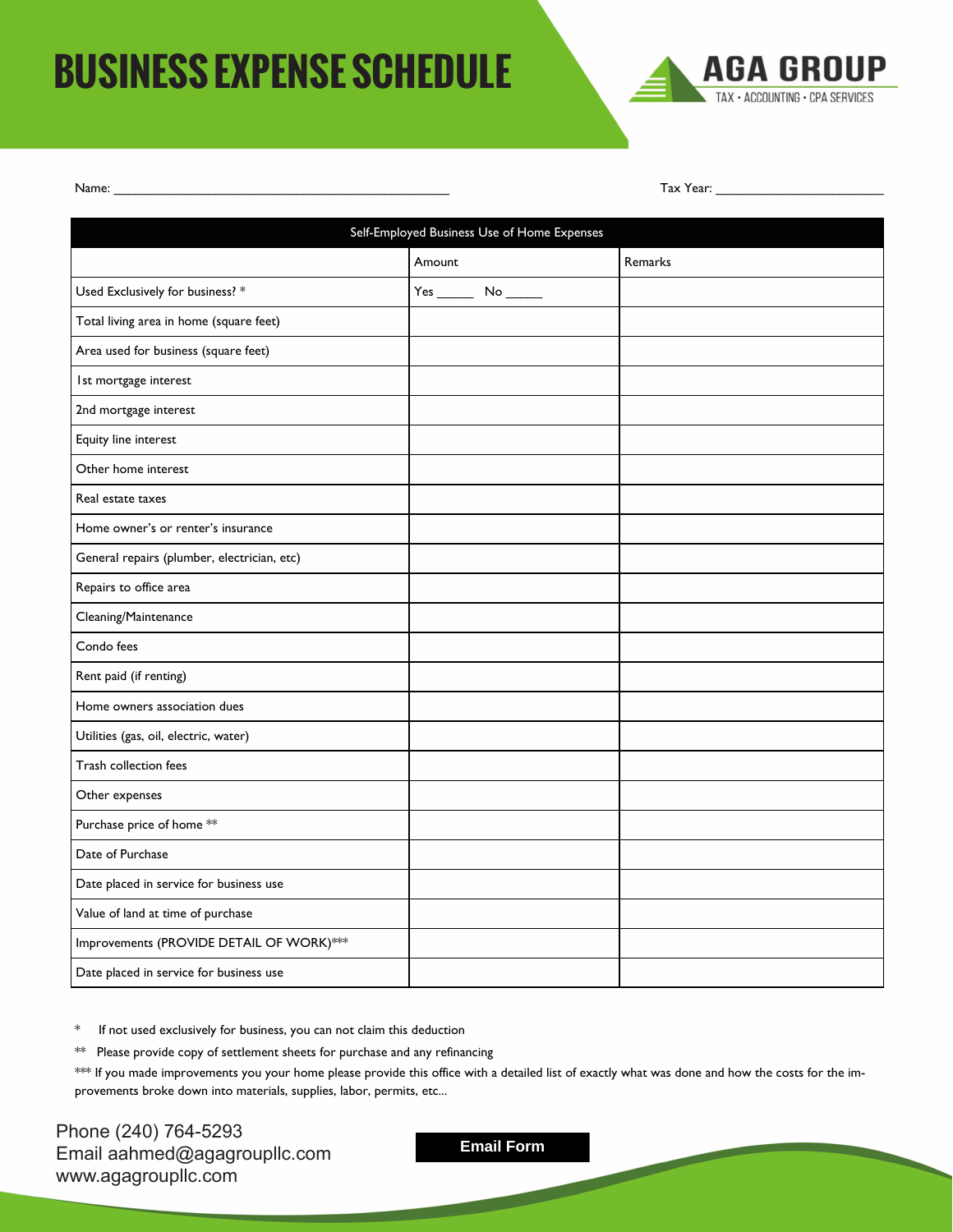# BUSINESS EXPENSE SCHEDULE

AGA GROUP
TAX • ACCOUNTING • CPA SERVICES

Name: ______________________________________________ Tax Year: ______________________

| Self-Employed Business Use of Home Expenses | | |
|---|---|---|
| | Amount | Remarks |
| Used Exclusively for business? * | Yes _____ No _____ | |
| Total living area in home (square feet) | | |
| Area used for business (square feet) | | |
| 1st mortgage interest | | |
| 2nd mortgage interest | | |
| Equity line interest | | |
| Other home interest | | |
| Real estate taxes | | |
| Home owner's or renter's insurance | | |
| General repairs (plumber, electrician, etc) | | |
| Repairs to office area | | |
| Cleaning/Maintenance | | |
| Condo fees | | |
| Rent paid (if renting) | | |
| Home owners association dues | | |
| Utilities (gas, oil, electric, water) | | |
| Trash collection fees | | |
| Other expenses | | |
| Purchase price of home ** | | |
| Date of Purchase | | |
| Date placed in service for business use | | |
| Value of land at time of purchase | | |
| Improvements (PROVIDE DETAIL OF WORK)*** | | |
| Date placed in service for business use | | |

\* If not used exclusively for business, you can not claim this deduction

** Please provide copy of settlement sheets for purchase and any refinancing

*** If you made improvements you your home please provide this office with a detailed list of exactly what was done and how the costs for the improvements broke down into materials, supplies, labor, permits, etc...

Phone (240) 764-5293
Email aahmed@agagroupllc.com
www.agagroupllc.com

Email Form